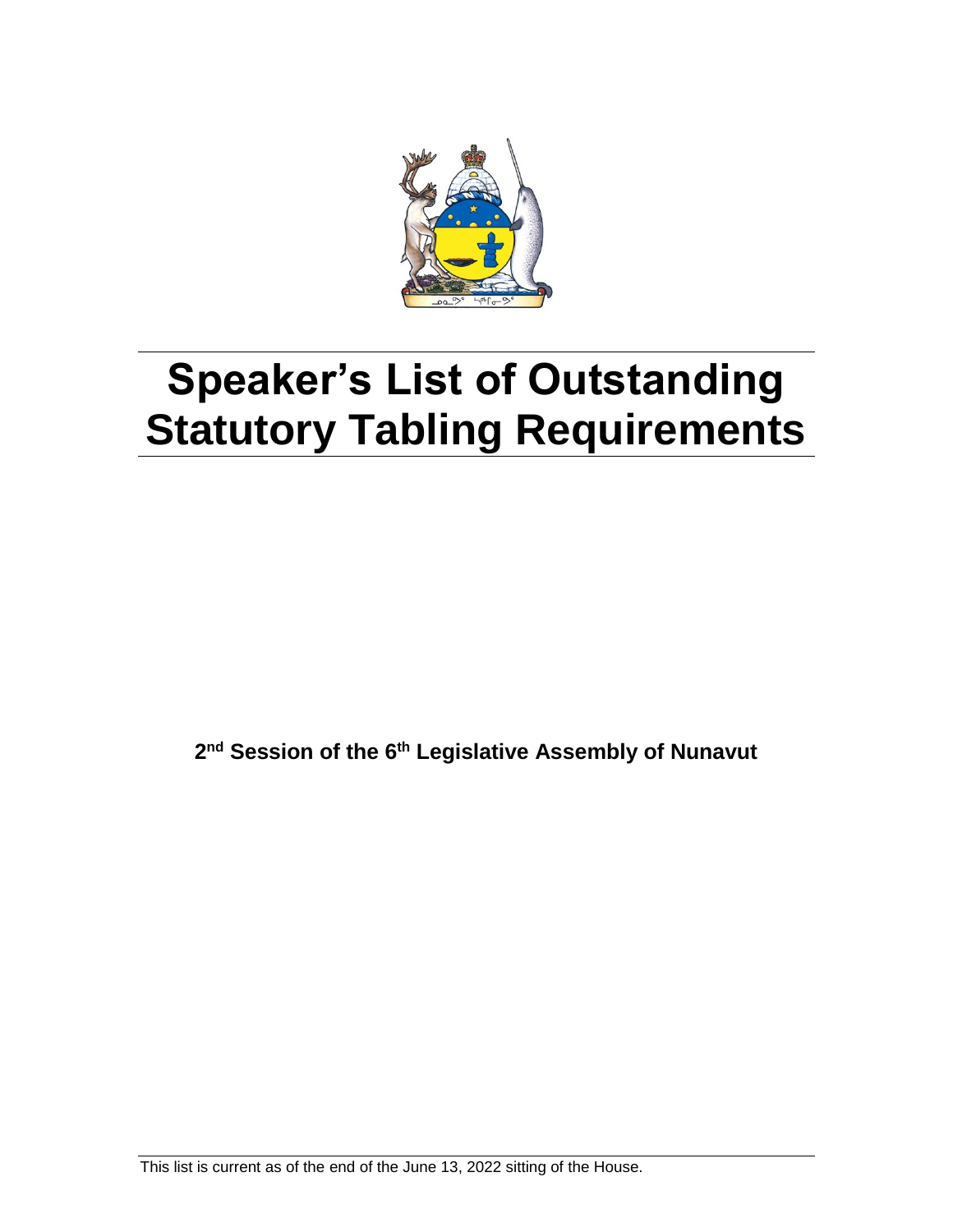# Speaker's List of Outstanding Statutory Tabling Requirements

**2nd Session of the 6th Legislative Assembly of Nunavut**

This list is current as of the end of the June 13, 2022 sitting of the House.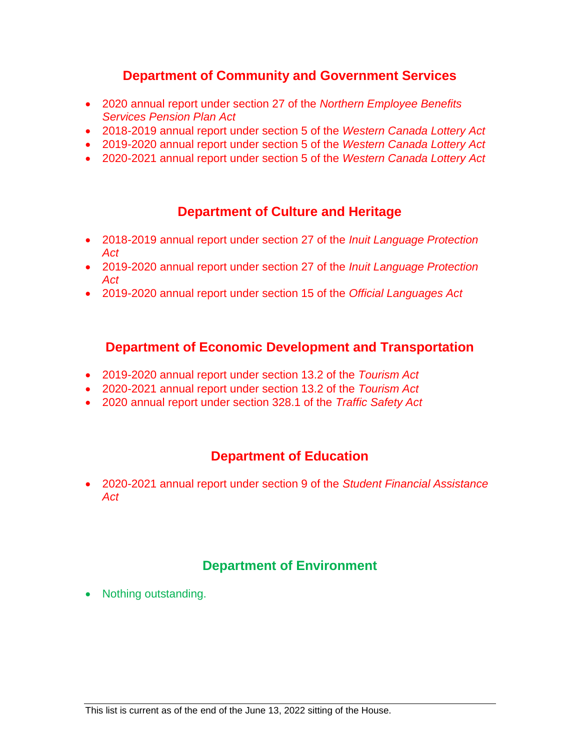## Department of Community and Government Services

- 2020 annual report under section 27 of the *Northern Employee Benefits Services Pension Plan Act*
- 2018-2019 annual report under section 5 of the *Western Canada Lottery Act*
- 2019-2020 annual report under section 5 of the *Western Canada Lottery Act*
- 2020-2021 annual report under section 5 of the *Western Canada Lottery Act*

## Department of Culture and Heritage

- 2018-2019 annual report under section 27 of the *Inuit Language Protection Act*
- 2019-2020 annual report under section 27 of the *Inuit Language Protection Act*
- 2019-2020 annual report under section 15 of the *Official Languages Act*

## Department of Economic Development and Transportation

- 2019-2020 annual report under section 13.2 of the *Tourism Act*
- 2020-2021 annual report under section 13.2 of the *Tourism Act*
- 2020 annual report under section 328.1 of the *Traffic Safety Act*

## Department of Education

- 2020-2021 annual report under section 9 of the *Student Financial Assistance Act*

## Department of Environment

- Nothing outstanding.

This list is current as of the end of the June 13, 2022 sitting of the House.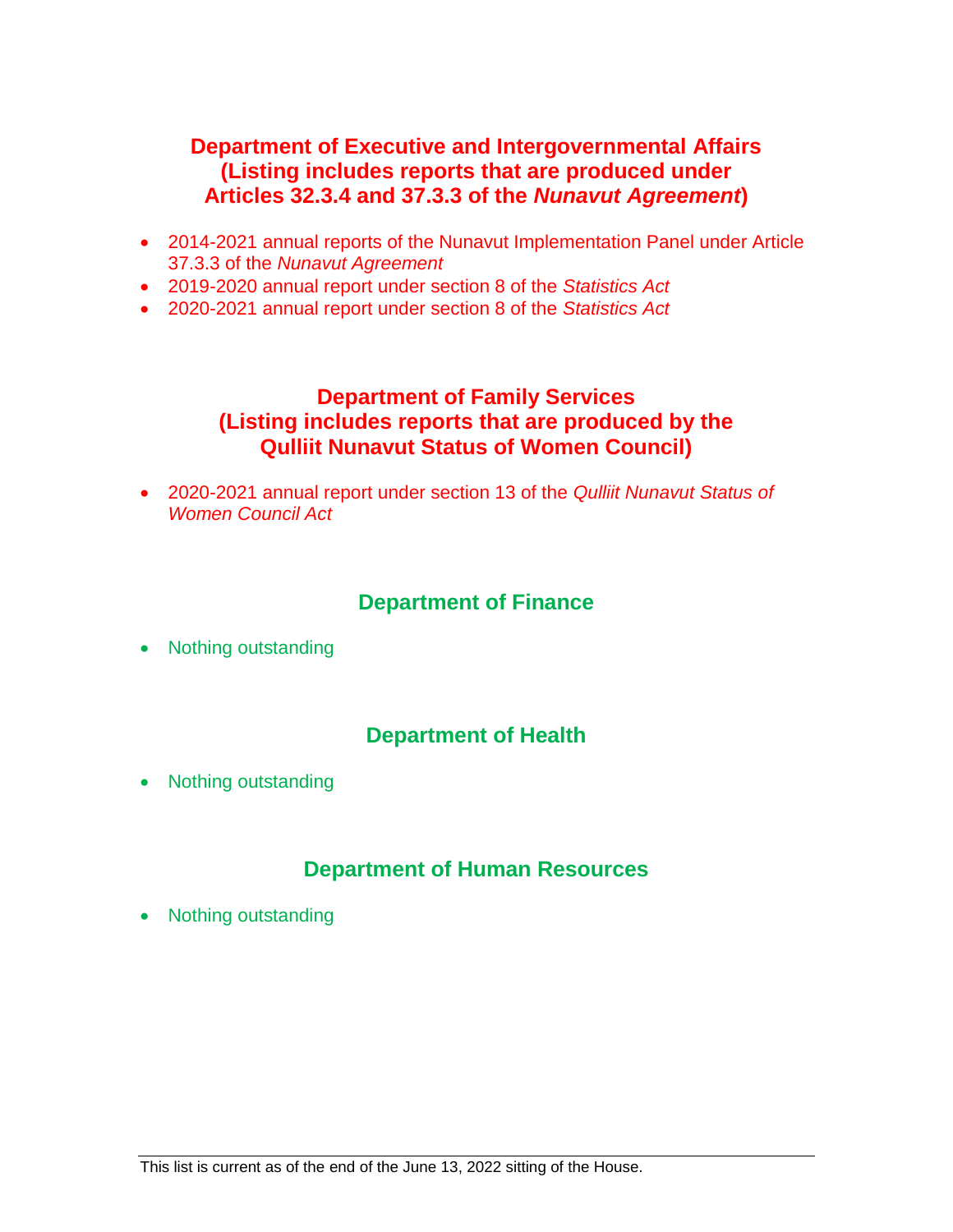## Department of Executive and Intergovernmental Affairs (Listing includes reports that are produced under Articles 32.3.4 and 37.3.3 of the *Nunavut Agreement*)

- 2014-2021 annual reports of the Nunavut Implementation Panel under Article 37.3.3 of the *Nunavut Agreement*
- 2019-2020 annual report under section 8 of the *Statistics Act*
- 2020-2021 annual report under section 8 of the *Statistics Act*

## Department of Family Services (Listing includes reports that are produced by the Qulliit Nunavut Status of Women Council)

- 2020-2021 annual report under section 13 of the *Qulliit Nunavut Status of Women Council Act*

## Department of Finance

- Nothing outstanding

## Department of Health

- Nothing outstanding

## Department of Human Resources

- Nothing outstanding

This list is current as of the end of the June 13, 2022 sitting of the House.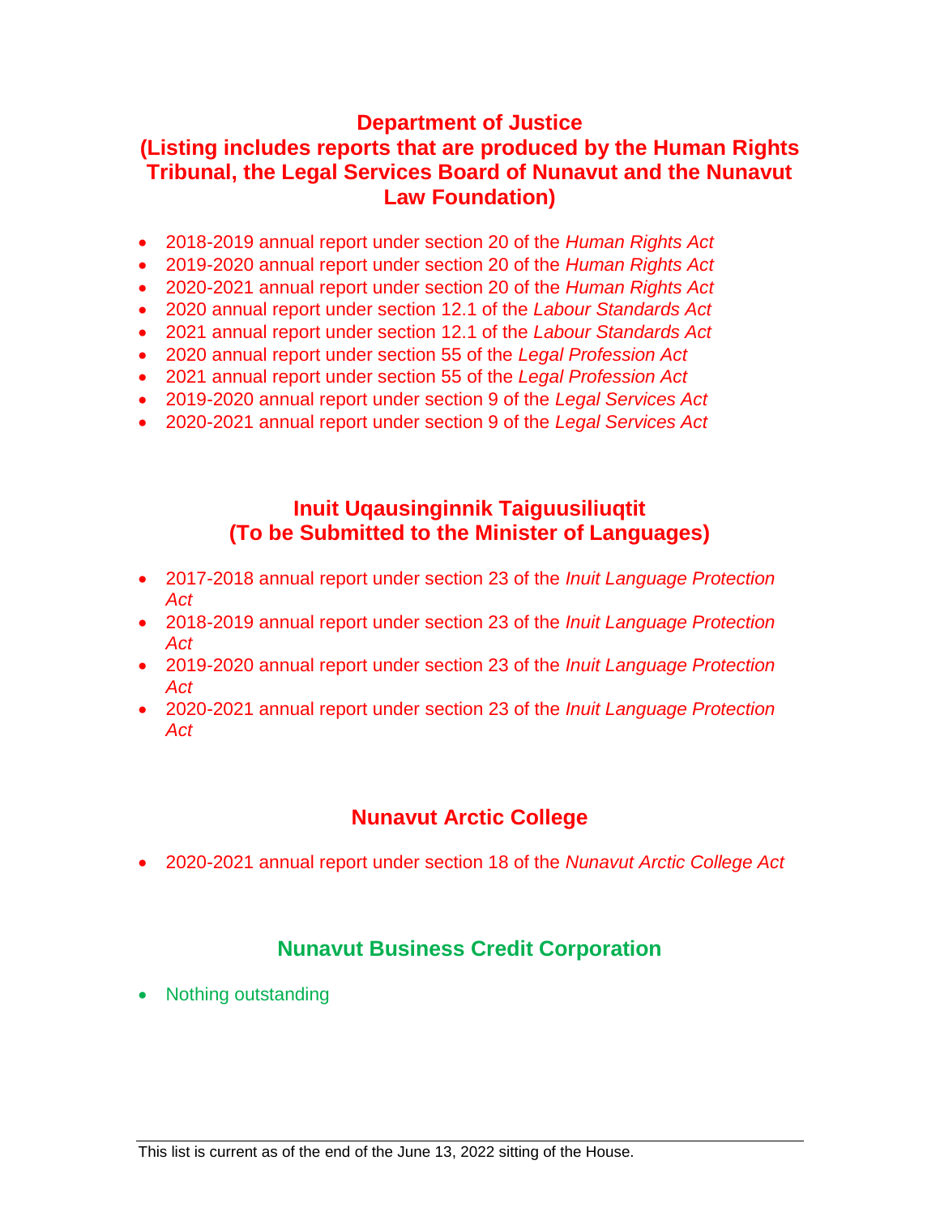## Department of Justice
## (Listing includes reports that are produced by the Human Rights Tribunal, the Legal Services Board of Nunavut and the Nunavut Law Foundation)

- 2018-2019 annual report under section 20 of the *Human Rights Act*
- 2019-2020 annual report under section 20 of the *Human Rights Act*
- 2020-2021 annual report under section 20 of the *Human Rights Act*
- 2020 annual report under section 12.1 of the *Labour Standards Act*
- 2021 annual report under section 12.1 of the *Labour Standards Act*
- 2020 annual report under section 55 of the *Legal Profession Act*
- 2021 annual report under section 55 of the *Legal Profession Act*
- 2019-2020 annual report under section 9 of the *Legal Services Act*
- 2020-2021 annual report under section 9 of the *Legal Services Act*

## Inuit Uqausinginnik Taiguusiliuqtit
## (To be Submitted to the Minister of Languages)

- 2017-2018 annual report under section 23 of the *Inuit Language Protection Act*
- 2018-2019 annual report under section 23 of the *Inuit Language Protection Act*
- 2019-2020 annual report under section 23 of the *Inuit Language Protection Act*
- 2020-2021 annual report under section 23 of the *Inuit Language Protection Act*

## Nunavut Arctic College

- 2020-2021 annual report under section 18 of the *Nunavut Arctic College Act*

## Nunavut Business Credit Corporation

- Nothing outstanding

This list is current as of the end of the June 13, 2022 sitting of the House.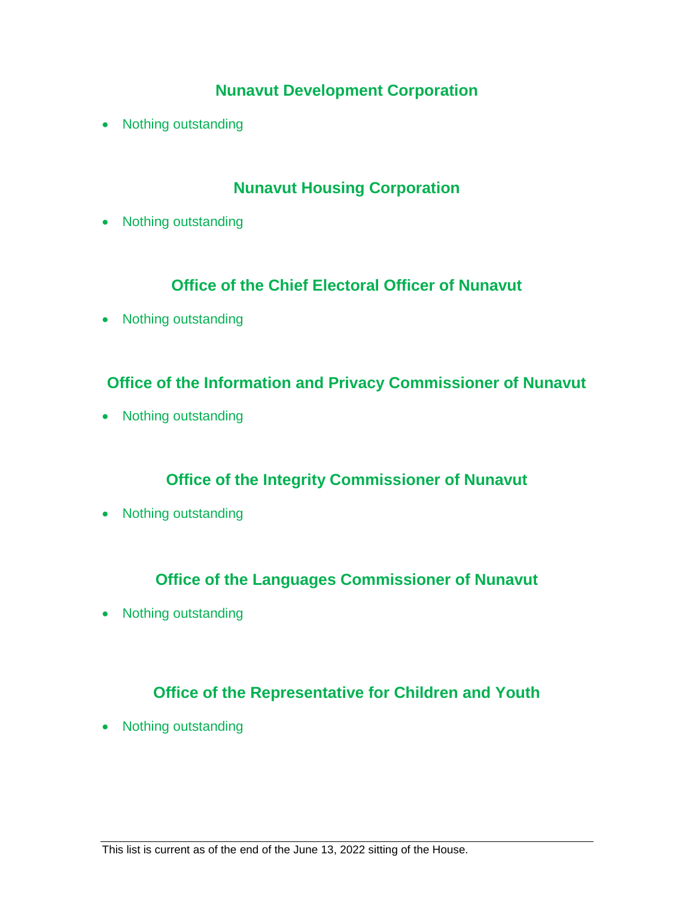## Nunavut Development Corporation

- Nothing outstanding

## Nunavut Housing Corporation

- Nothing outstanding

## Office of the Chief Electoral Officer of Nunavut

- Nothing outstanding

## Office of the Information and Privacy Commissioner of Nunavut

- Nothing outstanding

## Office of the Integrity Commissioner of Nunavut

- Nothing outstanding

## Office of the Languages Commissioner of Nunavut

- Nothing outstanding

## Office of the Representative for Children and Youth

- Nothing outstanding

This list is current as of the end of the June 13, 2022 sitting of the House.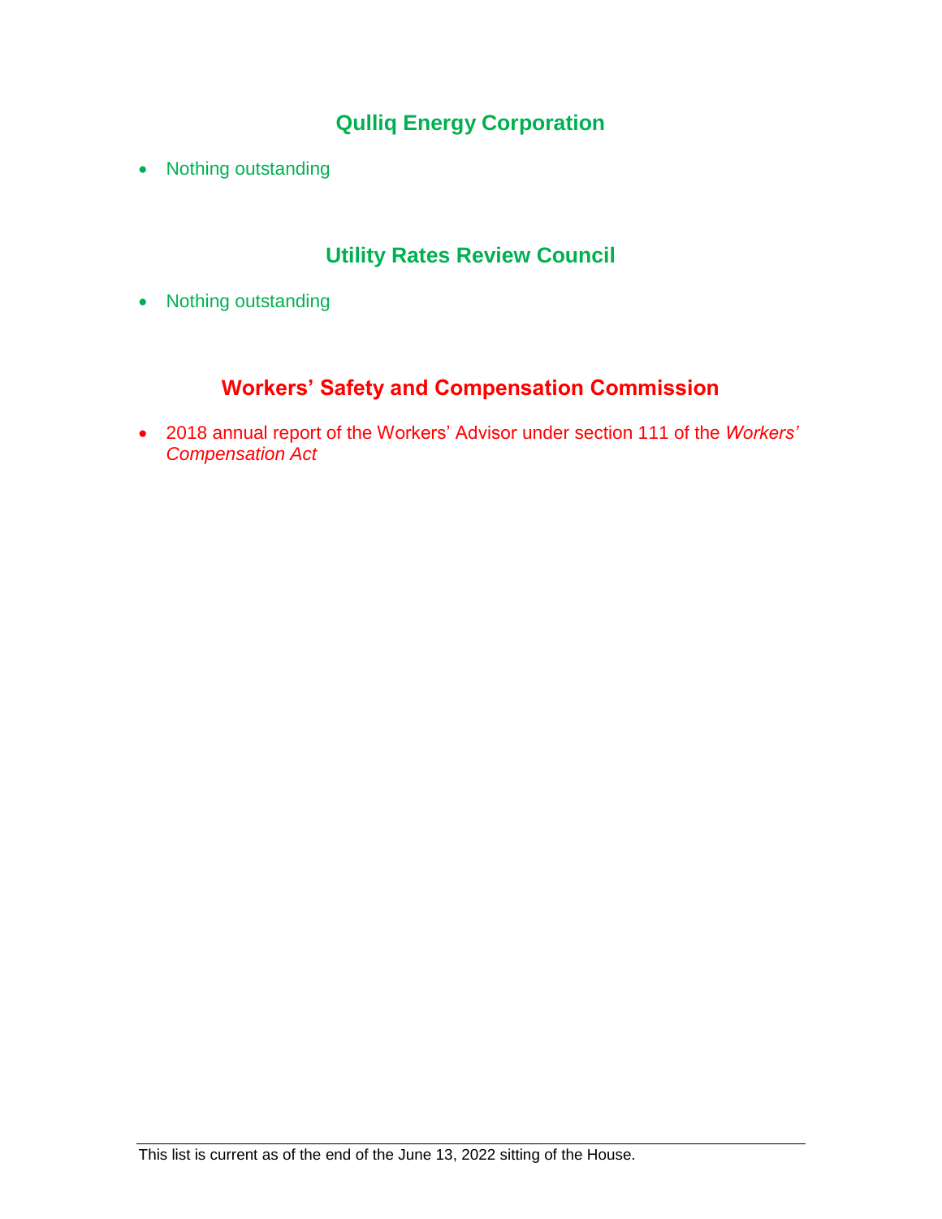## Qulliq Energy Corporation

- Nothing outstanding

## Utility Rates Review Council

- Nothing outstanding

## Workers' Safety and Compensation Commission

- 2018 annual report of the Workers' Advisor under section 111 of the *Workers' Compensation Act*

This list is current as of the end of the June 13, 2022 sitting of the House.